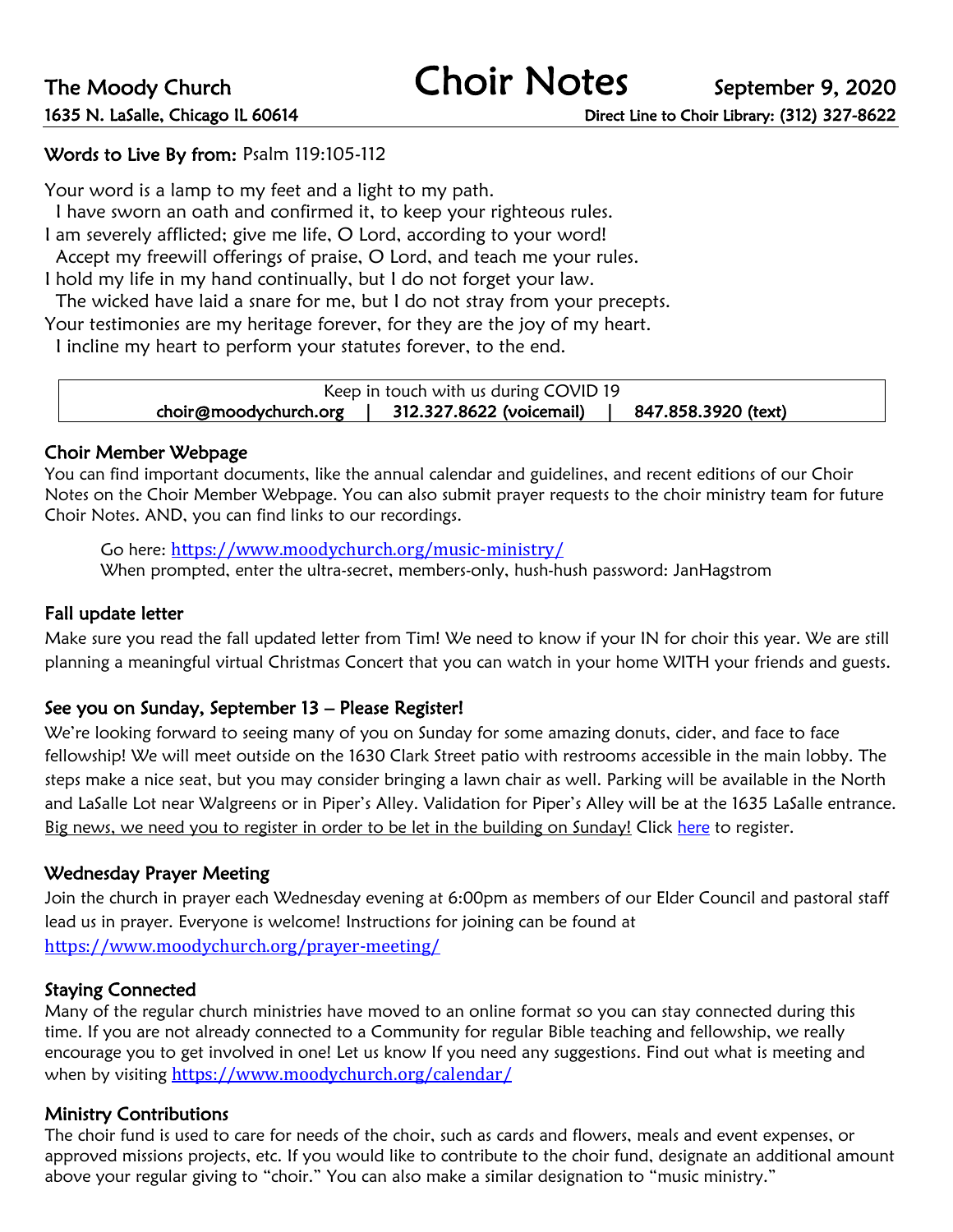The Moody Church

# Choir Notes

September 9, 2020

1635 N. LaSalle, Chicago IL 60614

Direct Line to Choir Library: (312) 327-8622

**Words to Live By from:** Psalm 119:105-112

Your word is a lamp to my feet and a light to my path.
  I have sworn an oath and confirmed it, to keep your righteous rules.
I am severely afflicted; give me life, O Lord, according to your word!
  Accept my freewill offerings of praise, O Lord, and teach me your rules.
I hold my life in my hand continually, but I do not forget your law.
  The wicked have laid a snare for me, but I do not stray from your precepts.
Your testimonies are my heritage forever, for they are the joy of my heart.
  I incline my heart to perform your statutes forever, to the end.

Keep in touch with us during COVID 19
**choir@moodychurch.org | 312.327.8622 (voicemail) | 847.858.3920 (text)**

## Choir Member Webpage

You can find important documents, like the annual calendar and guidelines, and recent editions of our Choir Notes on the Choir Member Webpage. You can also submit prayer requests to the choir ministry team for future Choir Notes. AND, you can find links to our recordings.

Go here: https://www.moodychurch.org/music-ministry/
When prompted, enter the ultra-secret, members-only, hush-hush password: JanHagstrom

## Fall update letter

Make sure you read the fall updated letter from Tim! We need to know if your IN for choir this year. We are still planning a meaningful virtual Christmas Concert that you can watch in your home WITH your friends and guests.

## See you on Sunday, September 13 – Please Register!

We're looking forward to seeing many of you on Sunday for some amazing donuts, cider, and face to face fellowship! We will meet outside on the 1630 Clark Street patio with restrooms accessible in the main lobby. The steps make a nice seat, but you may consider bringing a lawn chair as well. Parking will be available in the North and LaSalle Lot near Walgreens or in Piper's Alley. Validation for Piper's Alley will be at the 1635 LaSalle entrance. Big news, we need you to register in order to be let in the building on Sunday! Click here to register.

## Wednesday Prayer Meeting

Join the church in prayer each Wednesday evening at 6:00pm as members of our Elder Council and pastoral staff lead us in prayer. Everyone is welcome! Instructions for joining can be found at https://www.moodychurch.org/prayer-meeting/

## Staying Connected

Many of the regular church ministries have moved to an online format so you can stay connected during this time. If you are not already connected to a Community for regular Bible teaching and fellowship, we really encourage you to get involved in one! Let us know If you need any suggestions. Find out what is meeting and when by visiting https://www.moodychurch.org/calendar/

## Ministry Contributions

The choir fund is used to care for needs of the choir, such as cards and flowers, meals and event expenses, or approved missions projects, etc. If you would like to contribute to the choir fund, designate an additional amount above your regular giving to "choir." You can also make a similar designation to "music ministry."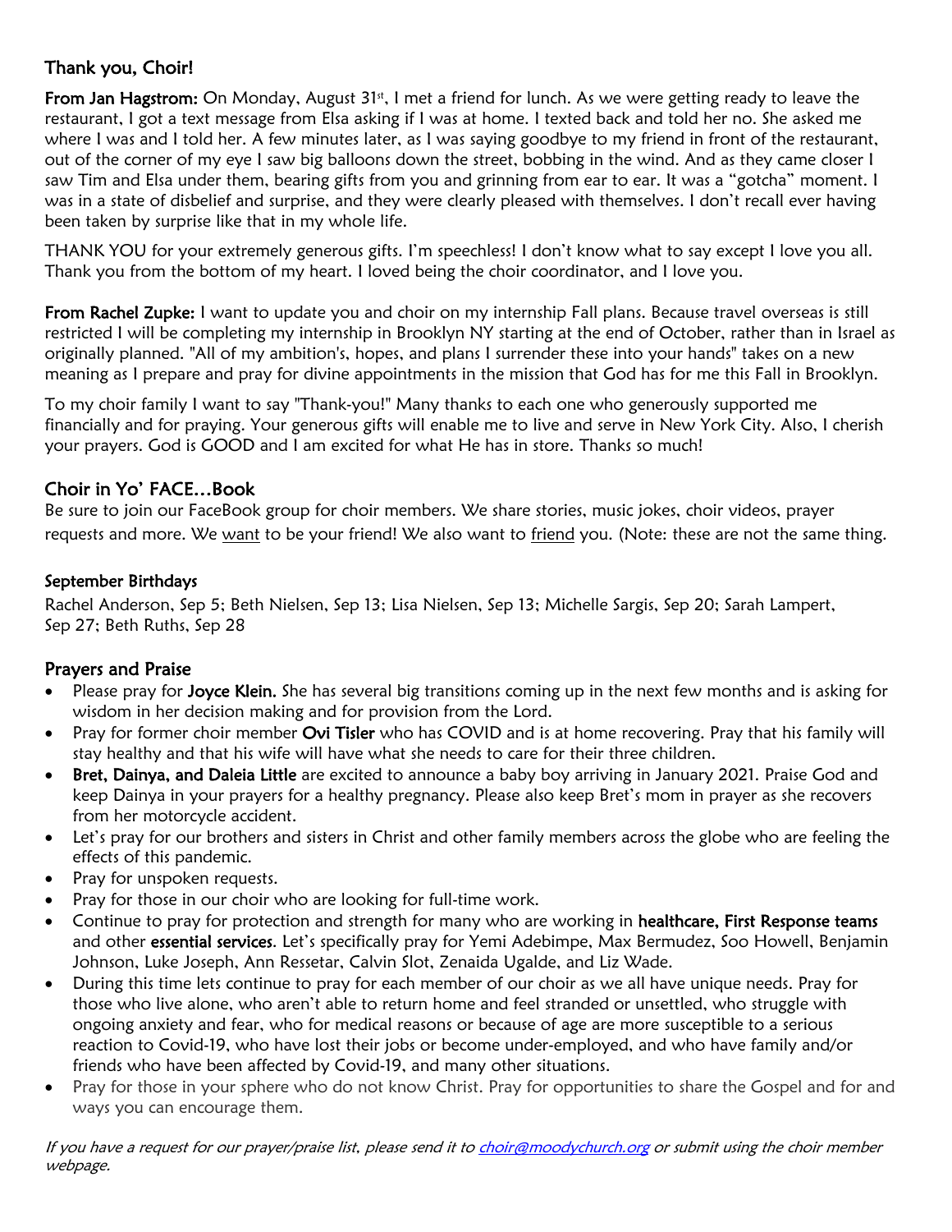## Thank you, Choir!

**From Jan Hagstrom:** On Monday, August 31st, I met a friend for lunch. As we were getting ready to leave the restaurant, I got a text message from Elsa asking if I was at home. I texted back and told her no. She asked me where I was and I told her. A few minutes later, as I was saying goodbye to my friend in front of the restaurant, out of the corner of my eye I saw big balloons down the street, bobbing in the wind. And as they came closer I saw Tim and Elsa under them, bearing gifts from you and grinning from ear to ear. It was a "gotcha" moment. I was in a state of disbelief and surprise, and they were clearly pleased with themselves. I don't recall ever having been taken by surprise like that in my whole life.

THANK YOU for your extremely generous gifts. I'm speechless! I don't know what to say except I love you all. Thank you from the bottom of my heart. I loved being the choir coordinator, and I love you.

**From Rachel Zupke:** I want to update you and choir on my internship Fall plans. Because travel overseas is still restricted I will be completing my internship in Brooklyn NY starting at the end of October, rather than in Israel as originally planned. "All of my ambition's, hopes, and plans I surrender these into your hands" takes on a new meaning as I prepare and pray for divine appointments in the mission that God has for me this Fall in Brooklyn.

To my choir family I want to say "Thank-you!" Many thanks to each one who generously supported me financially and for praying. Your generous gifts will enable me to live and serve in New York City. Also, I cherish your prayers. God is GOOD and I am excited for what He has in store. Thanks so much!

## Choir in Yo' FACE…Book

Be sure to join our FaceBook group for choir members. We share stories, music jokes, choir videos, prayer requests and more. We want to be your friend! We also want to friend you. (Note: these are not the same thing.

### September Birthdays

Rachel Anderson, Sep 5; Beth Nielsen, Sep 13; Lisa Nielsen, Sep 13; Michelle Sargis, Sep 20; Sarah Lampert, Sep 27; Beth Ruths, Sep 28

## Prayers and Praise

- Please pray for **Joyce Klein.** She has several big transitions coming up in the next few months and is asking for wisdom in her decision making and for provision from the Lord.
- Pray for former choir member **Ovi Tisler** who has COVID and is at home recovering. Pray that his family will stay healthy and that his wife will have what she needs to care for their three children.
- **Bret, Dainya, and Daleia Little** are excited to announce a baby boy arriving in January 2021. Praise God and keep Dainya in your prayers for a healthy pregnancy. Please also keep Bret's mom in prayer as she recovers from her motorcycle accident.
- Let's pray for our brothers and sisters in Christ and other family members across the globe who are feeling the effects of this pandemic.
- Pray for unspoken requests.
- Pray for those in our choir who are looking for full-time work.
- Continue to pray for protection and strength for many who are working in **healthcare, First Response teams** and other **essential services**. Let's specifically pray for Yemi Adebimpe, Max Bermudez, Soo Howell, Benjamin Johnson, Luke Joseph, Ann Ressetar, Calvin Slot, Zenaida Ugalde, and Liz Wade.
- During this time lets continue to pray for each member of our choir as we all have unique needs. Pray for those who live alone, who aren't able to return home and feel stranded or unsettled, who struggle with ongoing anxiety and fear, who for medical reasons or because of age are more susceptible to a serious reaction to Covid-19, who have lost their jobs or become under-employed, and who have family and/or friends who have been affected by Covid-19, and many other situations.
- Pray for those in your sphere who do not know Christ. Pray for opportunities to share the Gospel and for and ways you can encourage them.

*If you have a request for our prayer/praise list, please send it to choir@moodychurch.org or submit using the choir member webpage.*